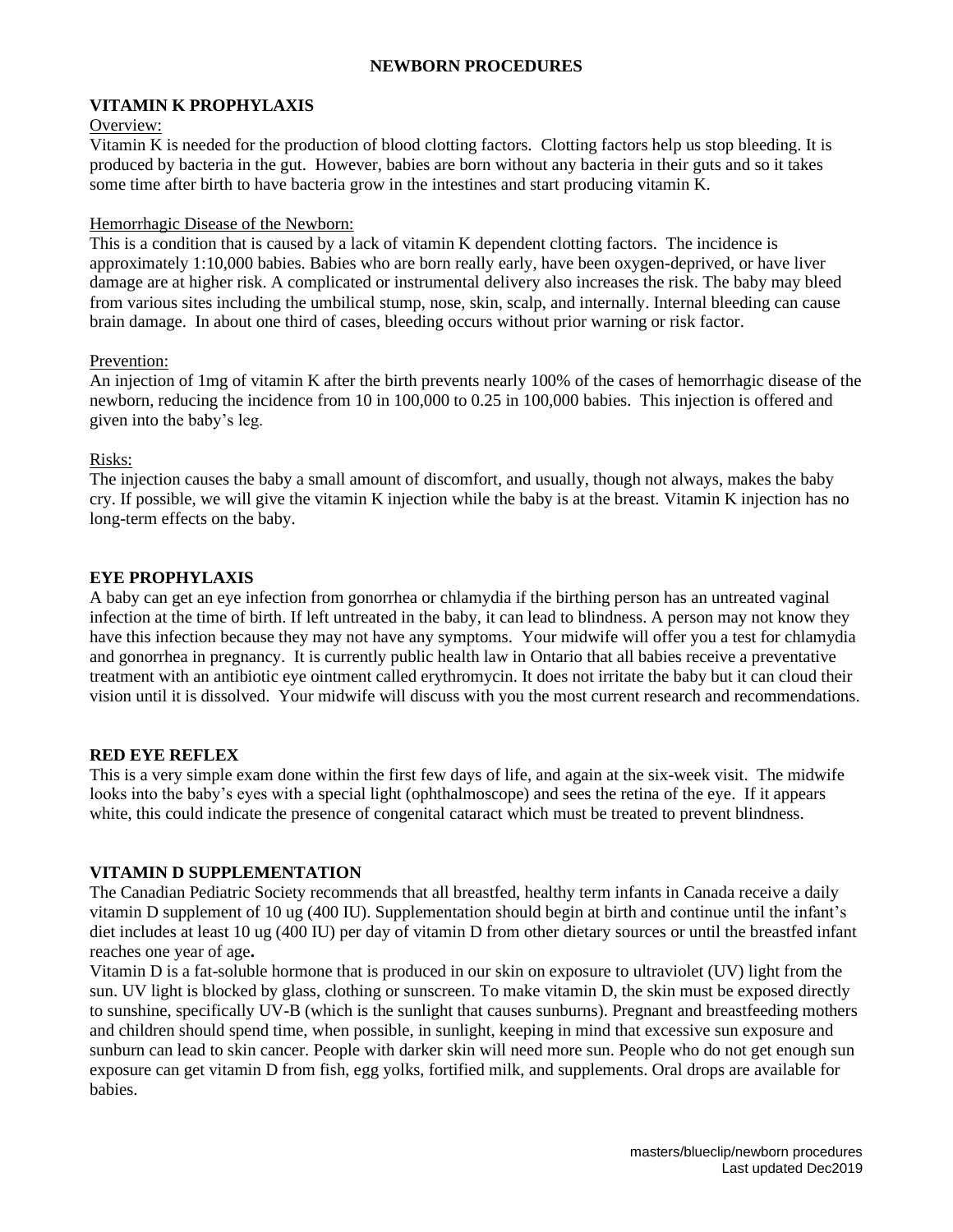# NEWBORN PROCEDURES

## VITAMIN K PROPHYLAXIS

Overview:

Vitamin K is needed for the production of blood clotting factors. Clotting factors help us stop bleeding. It is produced by bacteria in the gut. However, babies are born without any bacteria in their guts and so it takes some time after birth to have bacteria grow in the intestines and start producing vitamin K.

Hemorrhagic Disease of the Newborn:

This is a condition that is caused by a lack of vitamin K dependent clotting factors. The incidence is approximately 1:10,000 babies. Babies who are born really early, have been oxygen-deprived, or have liver damage are at higher risk. A complicated or instrumental delivery also increases the risk. The baby may bleed from various sites including the umbilical stump, nose, skin, scalp, and internally. Internal bleeding can cause brain damage. In about one third of cases, bleeding occurs without prior warning or risk factor.

Prevention:

An injection of 1mg of vitamin K after the birth prevents nearly 100% of the cases of hemorrhagic disease of the newborn, reducing the incidence from 10 in 100,000 to 0.25 in 100,000 babies. This injection is offered and given into the baby's leg.

Risks:

The injection causes the baby a small amount of discomfort, and usually, though not always, makes the baby cry. If possible, we will give the vitamin K injection while the baby is at the breast. Vitamin K injection has no long-term effects on the baby.

## EYE PROPHYLAXIS

A baby can get an eye infection from gonorrhea or chlamydia if the birthing person has an untreated vaginal infection at the time of birth. If left untreated in the baby, it can lead to blindness. A person may not know they have this infection because they may not have any symptoms. Your midwife will offer you a test for chlamydia and gonorrhea in pregnancy. It is currently public health law in Ontario that all babies receive a preventative treatment with an antibiotic eye ointment called erythromycin. It does not irritate the baby but it can cloud their vision until it is dissolved. Your midwife will discuss with you the most current research and recommendations.

## RED EYE REFLEX

This is a very simple exam done within the first few days of life, and again at the six-week visit. The midwife looks into the baby's eyes with a special light (ophthalmoscope) and sees the retina of the eye. If it appears white, this could indicate the presence of congenital cataract which must be treated to prevent blindness.

## VITAMIN D SUPPLEMENTATION

The Canadian Pediatric Society recommends that all breastfed, healthy term infants in Canada receive a daily vitamin D supplement of 10 ug (400 IU). Supplementation should begin at birth and continue until the infant's diet includes at least 10 ug (400 IU) per day of vitamin D from other dietary sources or until the breastfed infant reaches one year of age**.**

Vitamin D is a fat-soluble hormone that is produced in our skin on exposure to ultraviolet (UV) light from the sun. UV light is blocked by glass, clothing or sunscreen. To make vitamin D, the skin must be exposed directly to sunshine, specifically UV-B (which is the sunlight that causes sunburns). Pregnant and breastfeeding mothers and children should spend time, when possible, in sunlight, keeping in mind that excessive sun exposure and sunburn can lead to skin cancer. People with darker skin will need more sun. People who do not get enough sun exposure can get vitamin D from fish, egg yolks, fortified milk, and supplements. Oral drops are available for babies.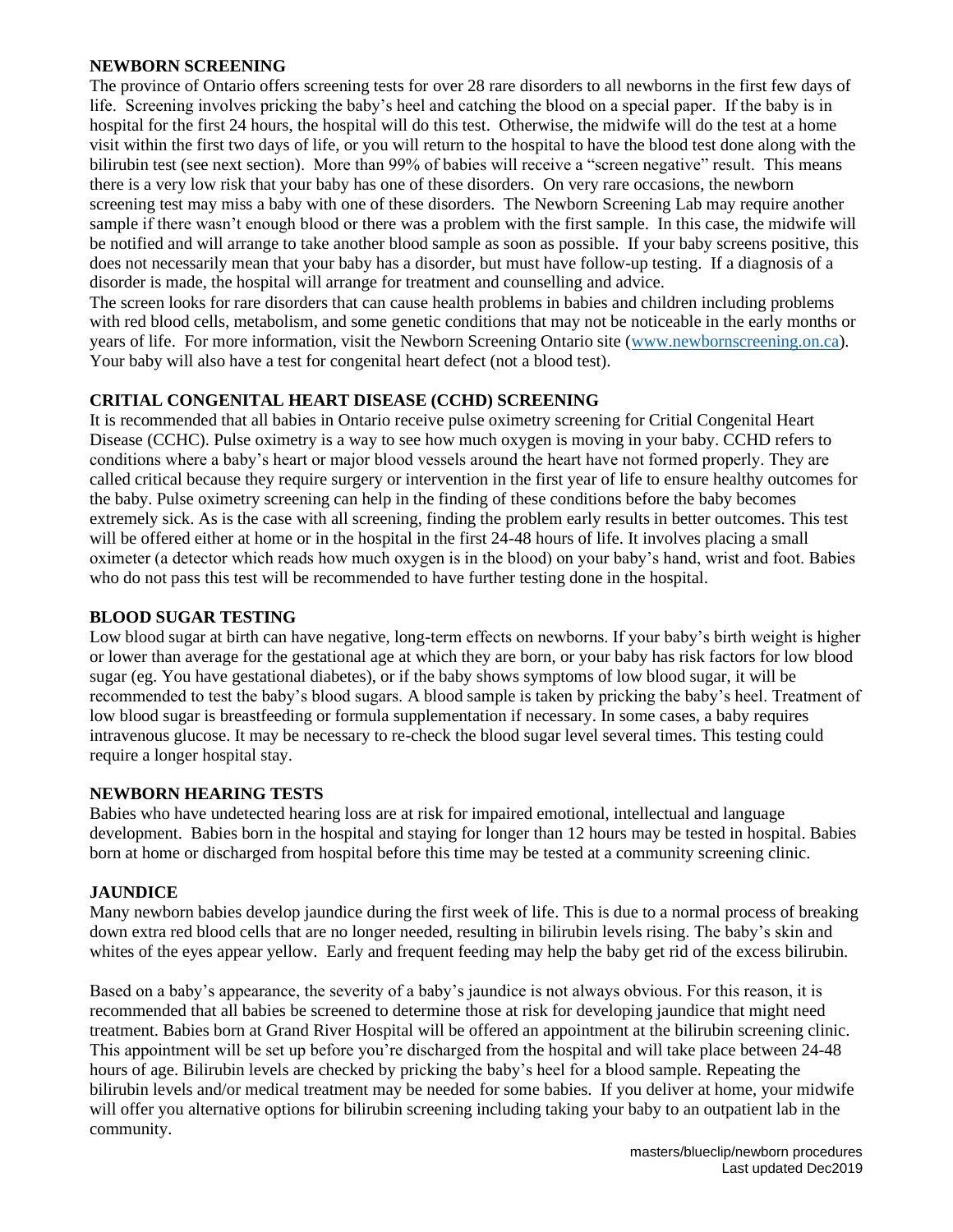## NEWBORN SCREENING

The province of Ontario offers screening tests for over 28 rare disorders to all newborns in the first few days of life. Screening involves pricking the baby's heel and catching the blood on a special paper. If the baby is in hospital for the first 24 hours, the hospital will do this test. Otherwise, the midwife will do the test at a home visit within the first two days of life, or you will return to the hospital to have the blood test done along with the bilirubin test (see next section). More than 99% of babies will receive a "screen negative" result. This means there is a very low risk that your baby has one of these disorders. On very rare occasions, the newborn screening test may miss a baby with one of these disorders. The Newborn Screening Lab may require another sample if there wasn't enough blood or there was a problem with the first sample. In this case, the midwife will be notified and will arrange to take another blood sample as soon as possible. If your baby screens positive, this does not necessarily mean that your baby has a disorder, but must have follow-up testing. If a diagnosis of a disorder is made, the hospital will arrange for treatment and counselling and advice.

The screen looks for rare disorders that can cause health problems in babies and children including problems with red blood cells, metabolism, and some genetic conditions that may not be noticeable in the early months or years of life. For more information, visit the Newborn Screening Ontario site (www.newbornscreening.on.ca). Your baby will also have a test for congenital heart defect (not a blood test).

## CRITICAL CONGENITAL HEART DISEASE (CCHD) SCREENING

It is recommended that all babies in Ontario receive pulse oximetry screening for Critical Congenital Heart Disease (CCHC). Pulse oximetry is a way to see how much oxygen is moving in your baby. CCHD refers to conditions where a baby's heart or major blood vessels around the heart have not formed properly. They are called critical because they require surgery or intervention in the first year of life to ensure healthy outcomes for the baby. Pulse oximetry screening can help in the finding of these conditions before the baby becomes extremely sick. As is the case with all screening, finding the problem early results in better outcomes. This test will be offered either at home or in the hospital in the first 24-48 hours of life. It involves placing a small oximeter (a detector which reads how much oxygen is in the blood) on your baby's hand, wrist and foot. Babies who do not pass this test will be recommended to have further testing done in the hospital.

## BLOOD SUGAR TESTING

Low blood sugar at birth can have negative, long-term effects on newborns. If your baby's birth weight is higher or lower than average for the gestational age at which they are born, or your baby has risk factors for low blood sugar (eg. You have gestational diabetes), or if the baby shows symptoms of low blood sugar, it will be recommended to test the baby's blood sugars. A blood sample is taken by pricking the baby's heel. Treatment of low blood sugar is breastfeeding or formula supplementation if necessary. In some cases, a baby requires intravenous glucose. It may be necessary to re-check the blood sugar level several times. This testing could require a longer hospital stay.

## NEWBORN HEARING TESTS

Babies who have undetected hearing loss are at risk for impaired emotional, intellectual and language development. Babies born in the hospital and staying for longer than 12 hours may be tested in hospital. Babies born at home or discharged from hospital before this time may be tested at a community screening clinic.

## JAUNDICE

Many newborn babies develop jaundice during the first week of life. This is due to a normal process of breaking down extra red blood cells that are no longer needed, resulting in bilirubin levels rising. The baby's skin and whites of the eyes appear yellow. Early and frequent feeding may help the baby get rid of the excess bilirubin.

Based on a baby's appearance, the severity of a baby's jaundice is not always obvious. For this reason, it is recommended that all babies be screened to determine those at risk for developing jaundice that might need treatment. Babies born at Grand River Hospital will be offered an appointment at the bilirubin screening clinic. This appointment will be set up before you're discharged from the hospital and will take place between 24-48 hours of age. Bilirubin levels are checked by pricking the baby's heel for a blood sample. Repeating the bilirubin levels and/or medical treatment may be needed for some babies. If you deliver at home, your midwife will offer you alternative options for bilirubin screening including taking your baby to an outpatient lab in the community.

masters/blueclip/newborn procedures
Last updated Dec2019